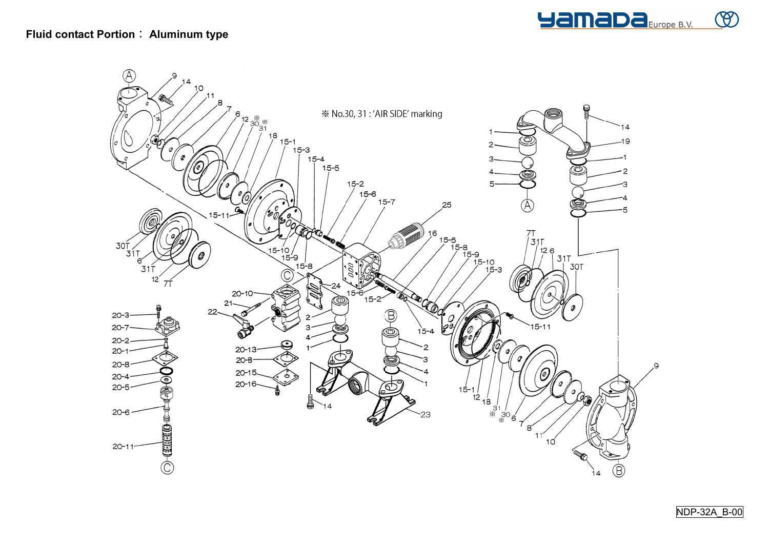## Fluid contact Portion： Aluminum type

※ No.30, 31 : 'AIR SIDE' marking

NDP-32A_B-00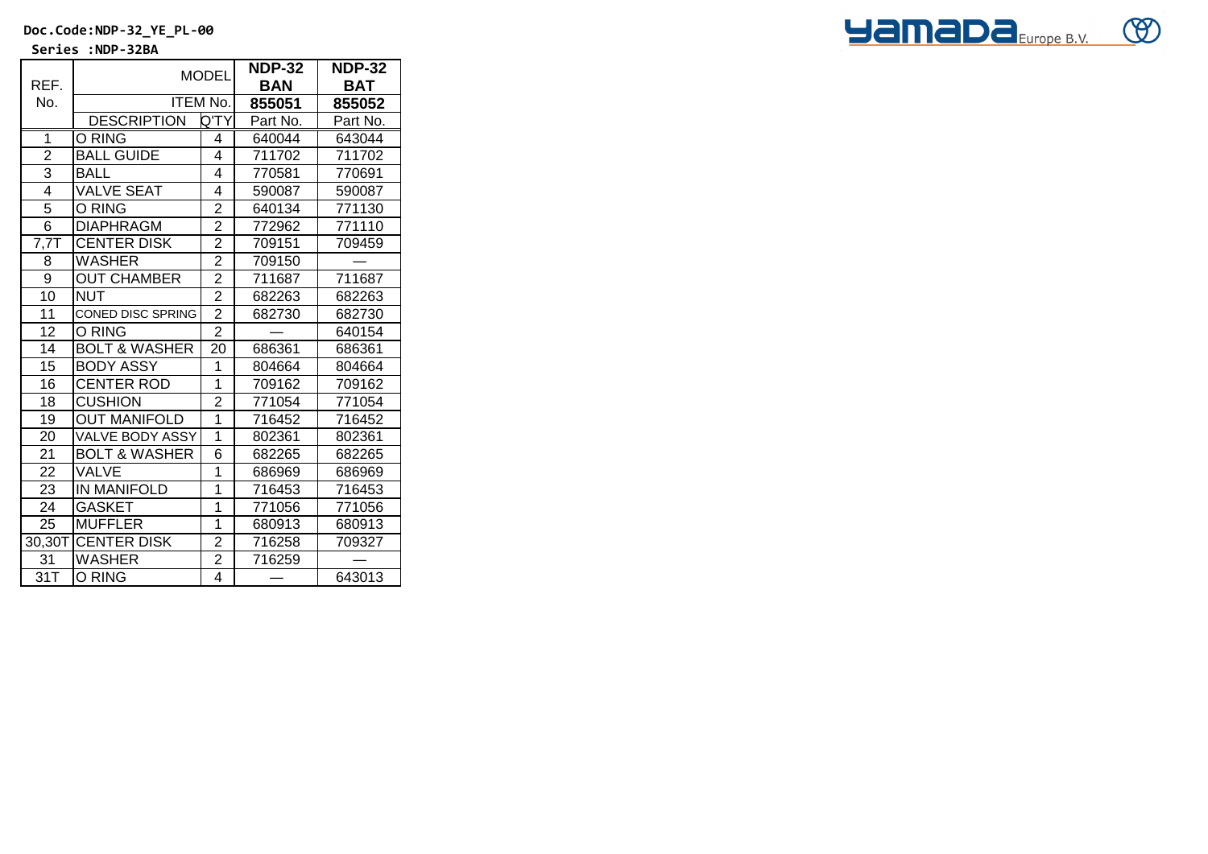Doc.Code:NDP-32_YE_PL-00

Series :NDP-32BA

| REF. No. | MODEL | | NDP-32 BAN | NDP-32 BAT |
|---|---|---|---|---|
| | ITEM No. | | 855051 | 855052 |
| | DESCRIPTION | Q'TY | Part No. | Part No. |
| 1 | O RING | 4 | 640044 | 643044 |
| 2 | BALL GUIDE | 4 | 711702 | 711702 |
| 3 | BALL | 4 | 770581 | 770691 |
| 4 | VALVE SEAT | 4 | 590087 | 590087 |
| 5 | O RING | 2 | 640134 | 771130 |
| 6 | DIAPHRAGM | 2 | 772962 | 771110 |
| 7,7T | CENTER DISK | 2 | 709151 | 709459 |
| 8 | WASHER | 2 | 709150 | — |
| 9 | OUT CHAMBER | 2 | 711687 | 711687 |
| 10 | NUT | 2 | 682263 | 682263 |
| 11 | CONED DISC SPRING | 2 | 682730 | 682730 |
| 12 | O RING | 2 | — | 640154 |
| 14 | BOLT & WASHER | 20 | 686361 | 686361 |
| 15 | BODY ASSY | 1 | 804664 | 804664 |
| 16 | CENTER ROD | 1 | 709162 | 709162 |
| 18 | CUSHION | 2 | 771054 | 771054 |
| 19 | OUT MANIFOLD | 1 | 716452 | 716452 |
| 20 | VALVE BODY ASSY | 1 | 802361 | 802361 |
| 21 | BOLT & WASHER | 6 | 682265 | 682265 |
| 22 | VALVE | 1 | 686969 | 686969 |
| 23 | IN MANIFOLD | 1 | 716453 | 716453 |
| 24 | GASKET | 1 | 771056 | 771056 |
| 25 | MUFFLER | 1 | 680913 | 680913 |
| 30,30T | CENTER DISK | 2 | 716258 | 709327 |
| 31 | WASHER | 2 | 716259 | — |
| 31T | O RING | 4 | — | 643013 |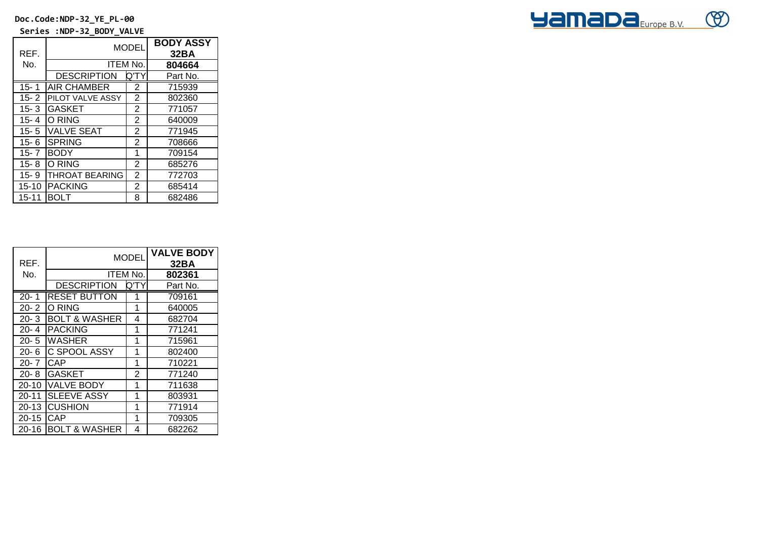Doc.Code:NDP-32_YE_PL-00

Series :NDP-32_BODY_VALVE

| REF. No. | MODEL | | BODY ASSY 32BA |
|---|---|---|---|
| | ITEM No. | | 804664 |
| | DESCRIPTION | Q'TY | Part No. |
| 15- 1 | AIR CHAMBER | 2 | 715939 |
| 15- 2 | PILOT VALVE ASSY | 2 | 802360 |
| 15- 3 | GASKET | 2 | 771057 |
| 15- 4 | O RING | 2 | 640009 |
| 15- 5 | VALVE SEAT | 2 | 771945 |
| 15- 6 | SPRING | 2 | 708666 |
| 15- 7 | BODY | 1 | 709154 |
| 15- 8 | O RING | 2 | 685276 |
| 15- 9 | THROAT BEARING | 2 | 772703 |
| 15-10 | PACKING | 2 | 685414 |
| 15-11 | BOLT | 8 | 682486 |

| REF. No. | MODEL | | VALVE BODY 32BA |
|---|---|---|---|
| | ITEM No. | | 802361 |
| | DESCRIPTION | Q'TY | Part No. |
| 20- 1 | RESET BUTTON | 1 | 709161 |
| 20- 2 | O RING | 1 | 640005 |
| 20- 3 | BOLT & WASHER | 4 | 682704 |
| 20- 4 | PACKING | 1 | 771241 |
| 20- 5 | WASHER | 1 | 715961 |
| 20- 6 | C SPOOL ASSY | 1 | 802400 |
| 20- 7 | CAP | 1 | 710221 |
| 20- 8 | GASKET | 2 | 771240 |
| 20-10 | VALVE BODY | 1 | 711638 |
| 20-11 | SLEEVE ASSY | 1 | 803931 |
| 20-13 | CUSHION | 1 | 771914 |
| 20-15 | CAP | 1 | 709305 |
| 20-16 | BOLT & WASHER | 4 | 682262 |